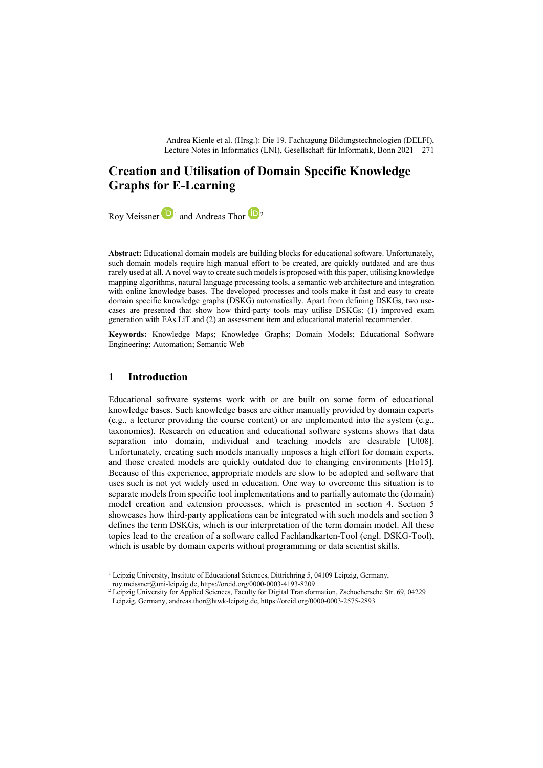# Creation and Utilisation of Domain Specific Knowledge Graphs for E-Learning

Roy Meissner [1] and Andreas Thor [2]

**Abstract:** Educational domain models are building blocks for educational software. Unfortunately, such domain models require high manual effort to be created, are quickly outdated and are thus rarely used at all. A novel way to create such models is proposed with this paper, utilising knowledge mapping algorithms, natural language processing tools, a semantic web architecture and integration with online knowledge bases. The developed processes and tools make it fast and easy to create domain specific knowledge graphs (DSKG) automatically. Apart from defining DSKGs, two use-cases are presented that show how third-party tools may utilise DSKGs: (1) improved exam generation with EAs.LiT and (2) an assessment item and educational material recommender.

**Keywords:** Knowledge Maps; Knowledge Graphs; Domain Models; Educational Software Engineering; Automation; Semantic Web

## 1 Introduction

Educational software systems work with or are built on some form of educational knowledge bases. Such knowledge bases are either manually provided by domain experts (e.g., a lecturer providing the course content) or are implemented into the system (e.g., taxonomies). Research on education and educational software systems shows that data separation into domain, individual and teaching models are desirable [Ul08]. Unfortunately, creating such models manually imposes a high effort for domain experts, and those created models are quickly outdated due to changing environments [Ho15]. Because of this experience, appropriate models are slow to be adopted and software that uses such is not yet widely used in education. One way to overcome this situation is to separate models from specific tool implementations and to partially automate the (domain) model creation and extension processes, which is presented in section 4. Section 5 showcases how third-party applications can be integrated with such models and section 3 defines the term DSKGs, which is our interpretation of the term domain model. All these topics lead to the creation of a software called Fachlandkarten-Tool (engl. DSKG-Tool), which is usable by domain experts without programming or data scientist skills.

---

[1] Leipzig University, Institute of Educational Sciences, Dittrichring 5, 04109 Leipzig, Germany, roy.meissner@uni-leipzig.de, https://orcid.org/0000-0003-4193-8209

[2] Leipzig University for Applied Sciences, Faculty for Digital Transformation, Zschochersche Str. 69, 04229 Leipzig, Germany, andreas.thor@htwk-leipzig.de, https://orcid.org/0000-0003-2575-2893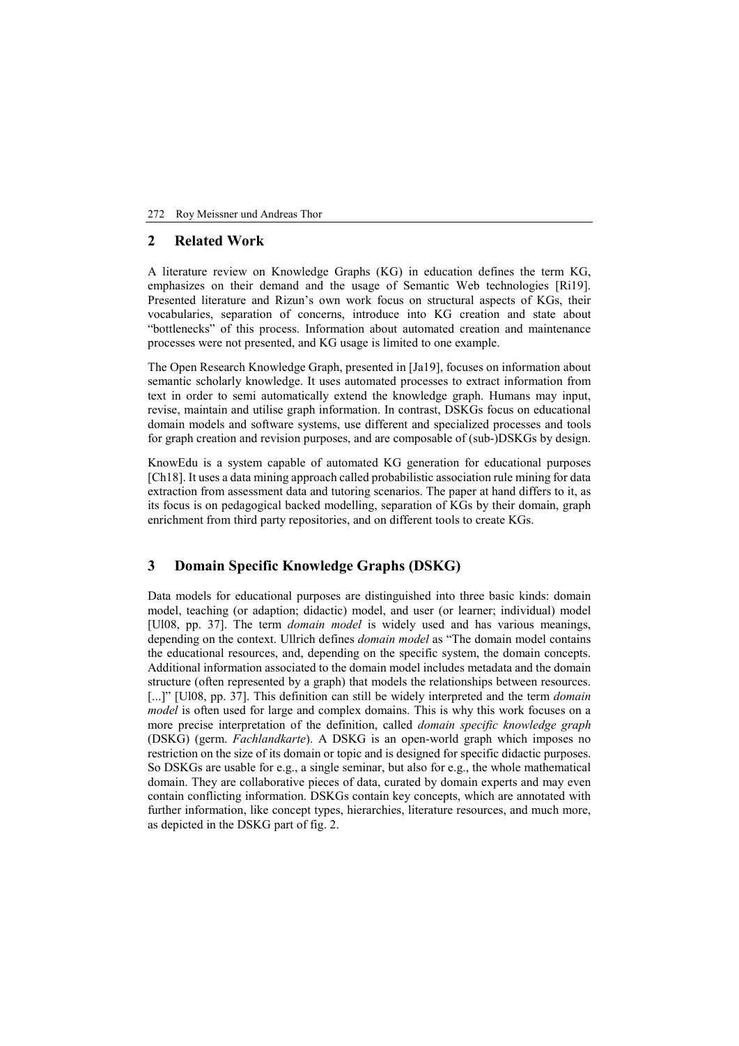## 2 Related Work

A literature review on Knowledge Graphs (KG) in education defines the term KG, emphasizes on their demand and the usage of Semantic Web technologies [Ri19]. Presented literature and Rizun's own work focus on structural aspects of KGs, their vocabularies, separation of concerns, introduce into KG creation and state about "bottlenecks" of this process. Information about automated creation and maintenance processes were not presented, and KG usage is limited to one example.

The Open Research Knowledge Graph, presented in [Ja19], focuses on information about semantic scholarly knowledge. It uses automated processes to extract information from text in order to semi automatically extend the knowledge graph. Humans may input, revise, maintain and utilise graph information. In contrast, DSKGs focus on educational domain models and software systems, use different and specialized processes and tools for graph creation and revision purposes, and are composable of (sub-)DSKGs by design.

KnowEdu is a system capable of automated KG generation for educational purposes [Ch18]. It uses a data mining approach called probabilistic association rule mining for data extraction from assessment data and tutoring scenarios. The paper at hand differs to it, as its focus is on pedagogical backed modelling, separation of KGs by their domain, graph enrichment from third party repositories, and on different tools to create KGs.

## 3 Domain Specific Knowledge Graphs (DSKG)

Data models for educational purposes are distinguished into three basic kinds: domain model, teaching (or adaption; didactic) model, and user (or learner; individual) model [Ul08, pp. 37]. The term *domain model* is widely used and has various meanings, depending on the context. Ullrich defines *domain model* as "The domain model contains the educational resources, and, depending on the specific system, the domain concepts. Additional information associated to the domain model includes metadata and the domain structure (often represented by a graph) that models the relationships between resources. [...]" [Ul08, pp. 37]. This definition can still be widely interpreted and the term *domain model* is often used for large and complex domains. This is why this work focuses on a more precise interpretation of the definition, called *domain specific knowledge graph* (DSKG) (germ. *Fachlandkarte*). A DSKG is an open-world graph which imposes no restriction on the size of its domain or topic and is designed for specific didactic purposes. So DSKGs are usable for e.g., a single seminar, but also for e.g., the whole mathematical domain. They are collaborative pieces of data, curated by domain experts and may even contain conflicting information. DSKGs contain key concepts, which are annotated with further information, like concept types, hierarchies, literature resources, and much more, as depicted in the DSKG part of fig. 2.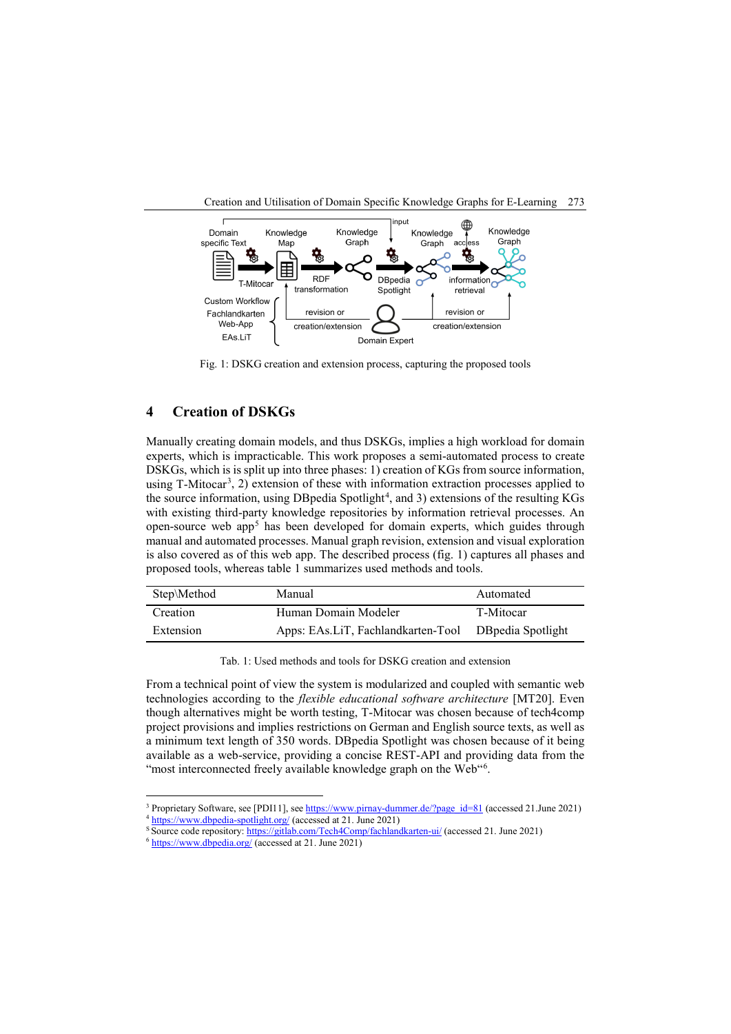Fig. 1: DSKG creation and extension process, capturing the proposed tools

## 4 Creation of DSKGs

Manually creating domain models, and thus DSKGs, implies a high workload for domain experts, which is impracticable. This work proposes a semi-automated process to create DSKGs, which is is split up into three phases: 1) creation of KGs from source information, using T-Mitocar[3], 2) extension of these with information extraction processes applied to the source information, using DBpedia Spotlight[4], and 3) extensions of the resulting KGs with existing third-party knowledge repositories by information retrieval processes. An open-source web app[5] has been developed for domain experts, which guides through manual and automated processes. Manual graph revision, extension and visual exploration is also covered as of this web app. The described process (fig. 1) captures all phases and proposed tools, whereas table 1 summarizes used methods and tools.

| Step\Method | Manual | Automated |
|---|---|---|
| Creation | Human Domain Modeler | T-Mitocar |
| Extension | Apps: EAs.LiT, Fachlandkarten-Tool | DBpedia Spotlight |

Tab. 1: Used methods and tools for DSKG creation and extension

From a technical point of view the system is modularized and coupled with semantic web technologies according to the *flexible educational software architecture* [MT20]. Even though alternatives might be worth testing, T-Mitocar was chosen because of tech4comp project provisions and implies restrictions on German and English source texts, as well as a minimum text length of 350 words. DBpedia Spotlight was chosen because of it being available as a web-service, providing a concise REST-API and providing data from the "most interconnected freely available knowledge graph on the Web“[6].

[3] Proprietary Software, see [PDI11], see https://www.pirnay-dummer.de/?page_id=81 (accessed 21.June 2021)
[4] https://www.dbpedia-spotlight.org/ (accessed at 21. June 2021)
[5] Source code repository: https://gitlab.com/Tech4Comp/fachlandkarten-ui/ (accessed 21. June 2021)
[6] https://www.dbpedia.org/ (accessed at 21. June 2021)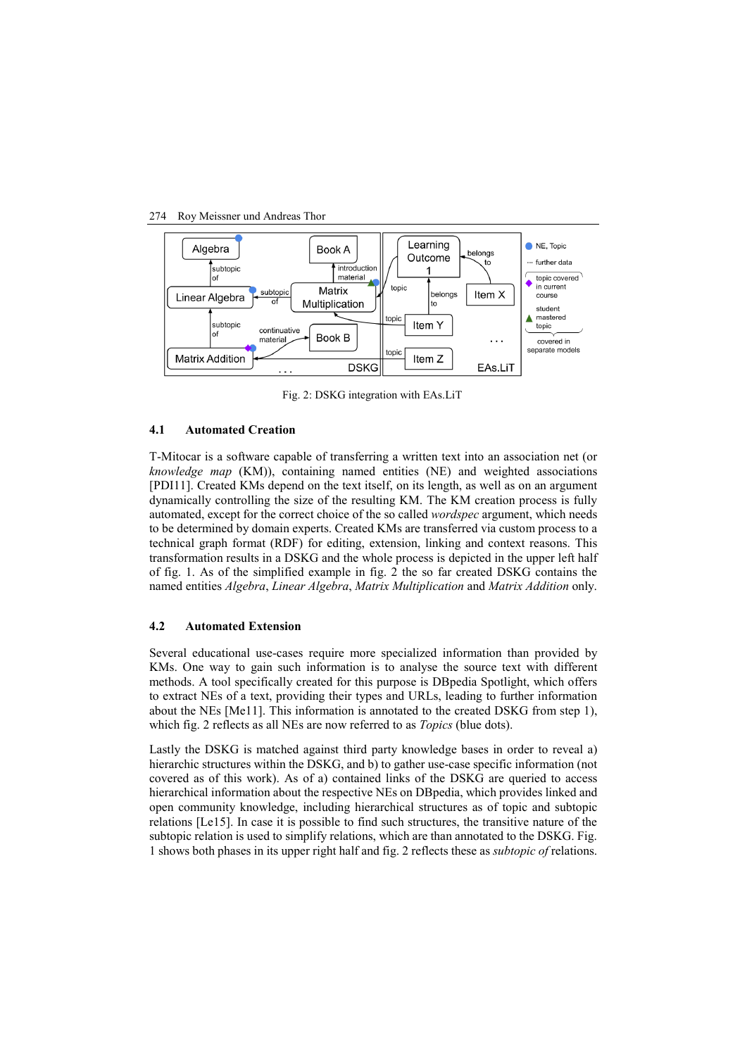Fig. 2: DSKG integration with EAs.LiT

### 4.1 Automated Creation

T-Mitocar is a software capable of transferring a written text into an association net (or *knowledge map* (KM)), containing named entities (NE) and weighted associations [PDI11]. Created KMs depend on the text itself, on its length, as well as on an argument dynamically controlling the size of the resulting KM. The KM creation process is fully automated, except for the correct choice of the so called *wordspec* argument, which needs to be determined by domain experts. Created KMs are transferred via custom process to a technical graph format (RDF) for editing, extension, linking and context reasons. This transformation results in a DSKG and the whole process is depicted in the upper left half of fig. 1. As of the simplified example in fig. 2 the so far created DSKG contains the named entities *Algebra*, *Linear Algebra*, *Matrix Multiplication* and *Matrix Addition* only.

### 4.2 Automated Extension

Several educational use-cases require more specialized information than provided by KMs. One way to gain such information is to analyse the source text with different methods. A tool specifically created for this purpose is DBpedia Spotlight, which offers to extract NEs of a text, providing their types and URLs, leading to further information about the NEs [Me11]. This information is annotated to the created DSKG from step 1), which fig. 2 reflects as all NEs are now referred to as *Topics* (blue dots).

Lastly the DSKG is matched against third party knowledge bases in order to reveal a) hierarchic structures within the DSKG, and b) to gather use-case specific information (not covered as of this work). As of a) contained links of the DSKG are queried to access hierarchical information about the respective NEs on DBpedia, which provides linked and open community knowledge, including hierarchical structures as of topic and subtopic relations [Le15]. In case it is possible to find such structures, the transitive nature of the subtopic relation is used to simplify relations, which are than annotated to the DSKG. Fig. 1 shows both phases in its upper right half and fig. 2 reflects these as *subtopic of* relations.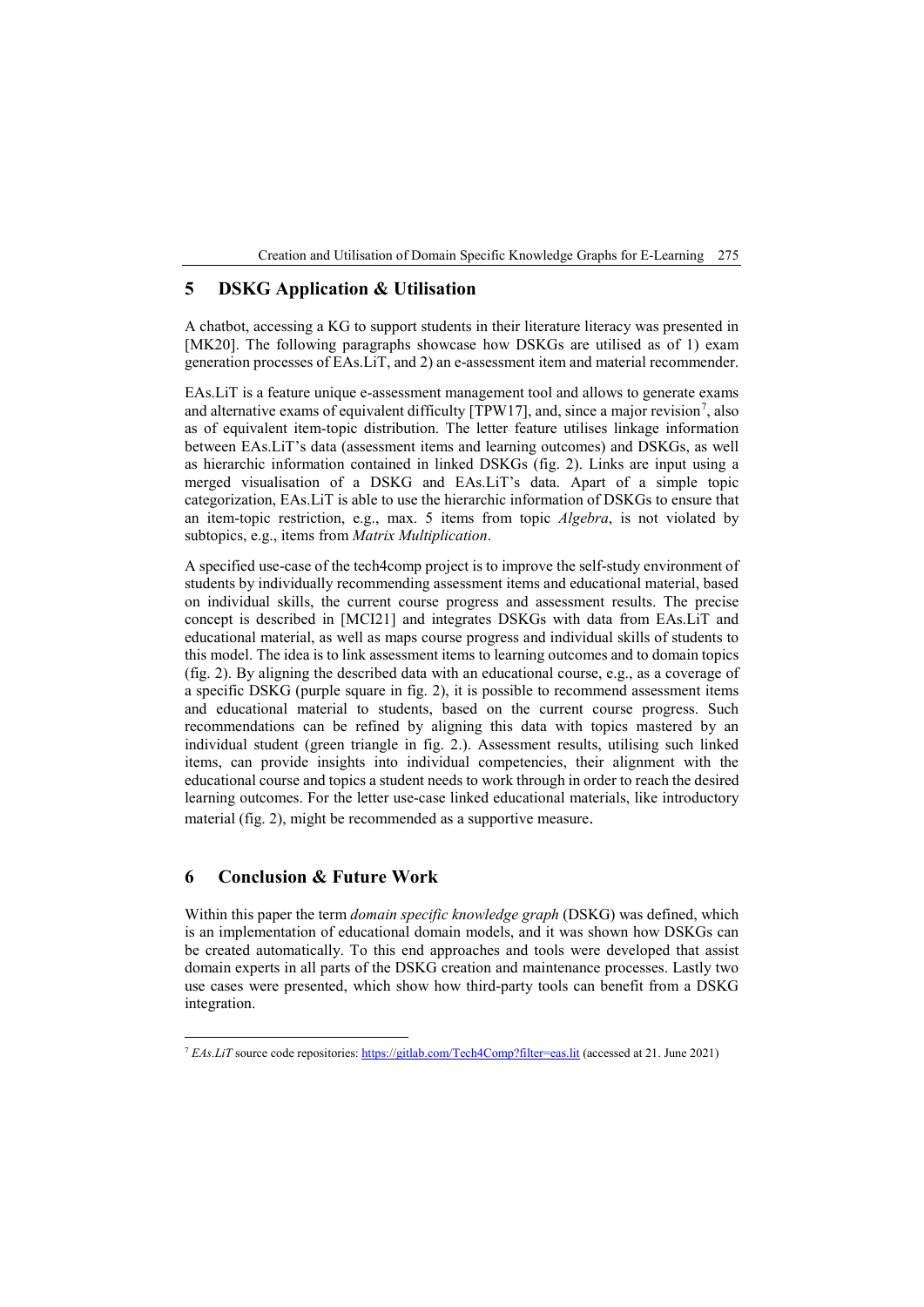## 5 DSKG Application & Utilisation

A chatbot, accessing a KG to support students in their literature literacy was presented in [MK20]. The following paragraphs showcase how DSKGs are utilised as of 1) exam generation processes of EAs.LiT, and 2) an e-assessment item and material recommender.

EAs.LiT is a feature unique e-assessment management tool and allows to generate exams and alternative exams of equivalent difficulty [TPW17], and, since a major revision[7], also as of equivalent item-topic distribution. The letter feature utilises linkage information between EAs.LiT's data (assessment items and learning outcomes) and DSKGs, as well as hierarchic information contained in linked DSKGs (fig. 2). Links are input using a merged visualisation of a DSKG and EAs.LiT's data. Apart of a simple topic categorization, EAs.LiT is able to use the hierarchic information of DSKGs to ensure that an item-topic restriction, e.g., max. 5 items from topic *Algebra*, is not violated by subtopics, e.g., items from *Matrix Multiplication*.

A specified use-case of the tech4comp project is to improve the self-study environment of students by individually recommending assessment items and educational material, based on individual skills, the current course progress and assessment results. The precise concept is described in [MCI21] and integrates DSKGs with data from EAs.LiT and educational material, as well as maps course progress and individual skills of students to this model. The idea is to link assessment items to learning outcomes and to domain topics (fig. 2). By aligning the described data with an educational course, e.g., as a coverage of a specific DSKG (purple square in fig. 2), it is possible to recommend assessment items and educational material to students, based on the current course progress. Such recommendations can be refined by aligning this data with topics mastered by an individual student (green triangle in fig. 2.). Assessment results, utilising such linked items, can provide insights into individual competencies, their alignment with the educational course and topics a student needs to work through in order to reach the desired learning outcomes. For the letter use-case linked educational materials, like introductory material (fig. 2), might be recommended as a supportive measure.

## 6 Conclusion & Future Work

Within this paper the term *domain specific knowledge graph* (DSKG) was defined, which is an implementation of educational domain models, and it was shown how DSKGs can be created automatically. To this end approaches and tools were developed that assist domain experts in all parts of the DSKG creation and maintenance processes. Lastly two use cases were presented, which show how third-party tools can benefit from a DSKG integration.

---

[7] *EAs.LiT* source code repositories: https://gitlab.com/Tech4Comp?filter=eas.lit (accessed at 21. June 2021)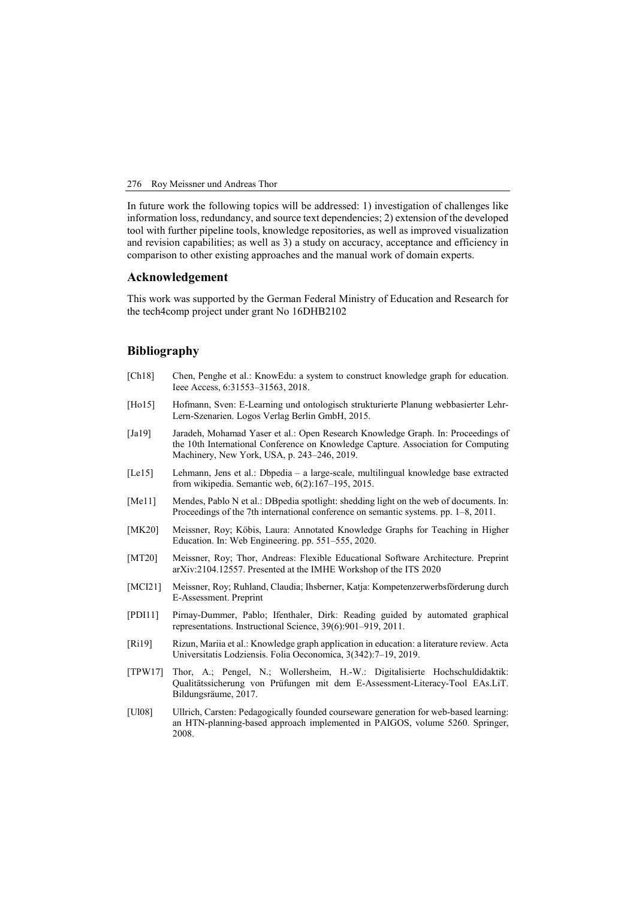In future work the following topics will be addressed: 1) investigation of challenges like information loss, redundancy, and source text dependencies; 2) extension of the developed tool with further pipeline tools, knowledge repositories, as well as improved visualization and revision capabilities; as well as 3) a study on accuracy, acceptance and efficiency in comparison to other existing approaches and the manual work of domain experts.

## Acknowledgement

This work was supported by the German Federal Ministry of Education and Research for the tech4comp project under grant No 16DHB2102

## Bibliography

[Ch18] Chen, Penghe et al.: KnowEdu: a system to construct knowledge graph for education. Ieee Access, 6:31553–31563, 2018.

[Ho15] Hofmann, Sven: E-Learning und ontologisch strukturierte Planung webbasierter Lehr-Lern-Szenarien. Logos Verlag Berlin GmbH, 2015.

[Ja19] Jaradeh, Mohamad Yaser et al.: Open Research Knowledge Graph. In: Proceedings of the 10th International Conference on Knowledge Capture. Association for Computing Machinery, New York, USA, p. 243–246, 2019.

[Le15] Lehmann, Jens et al.: Dbpedia – a large-scale, multilingual knowledge base extracted from wikipedia. Semantic web, 6(2):167–195, 2015.

[Me11] Mendes, Pablo N et al.: DBpedia spotlight: shedding light on the web of documents. In: Proceedings of the 7th international conference on semantic systems. pp. 1–8, 2011.

[MK20] Meissner, Roy; Köbis, Laura: Annotated Knowledge Graphs for Teaching in Higher Education. In: Web Engineering. pp. 551–555, 2020.

[MT20] Meissner, Roy; Thor, Andreas: Flexible Educational Software Architecture. Preprint arXiv:2104.12557. Presented at the IMHE Workshop of the ITS 2020

[MCI21] Meissner, Roy; Ruhland, Claudia; Ihsberner, Katja: Kompetenzerwerbsförderung durch E-Assessment. Preprint

[PDI11] Pirnay-Dummer, Pablo; Ifenthaler, Dirk: Reading guided by automated graphical representations. Instructional Science, 39(6):901–919, 2011.

[Ri19] Rizun, Mariia et al.: Knowledge graph application in education: a literature review. Acta Universitatis Lodziensis. Folia Oeconomica, 3(342):7–19, 2019.

[TPW17] Thor, A.; Pengel, N.; Wollersheim, H.-W.: Digitalisierte Hochschuldidaktik: Qualitätssicherung von Prüfungen mit dem E-Assessment-Literacy-Tool EAs.LiT. Bildungsräume, 2017.

[Ul08] Ullrich, Carsten: Pedagogically founded courseware generation for web-based learning: an HTN-planning-based approach implemented in PAIGOS, volume 5260. Springer, 2008.